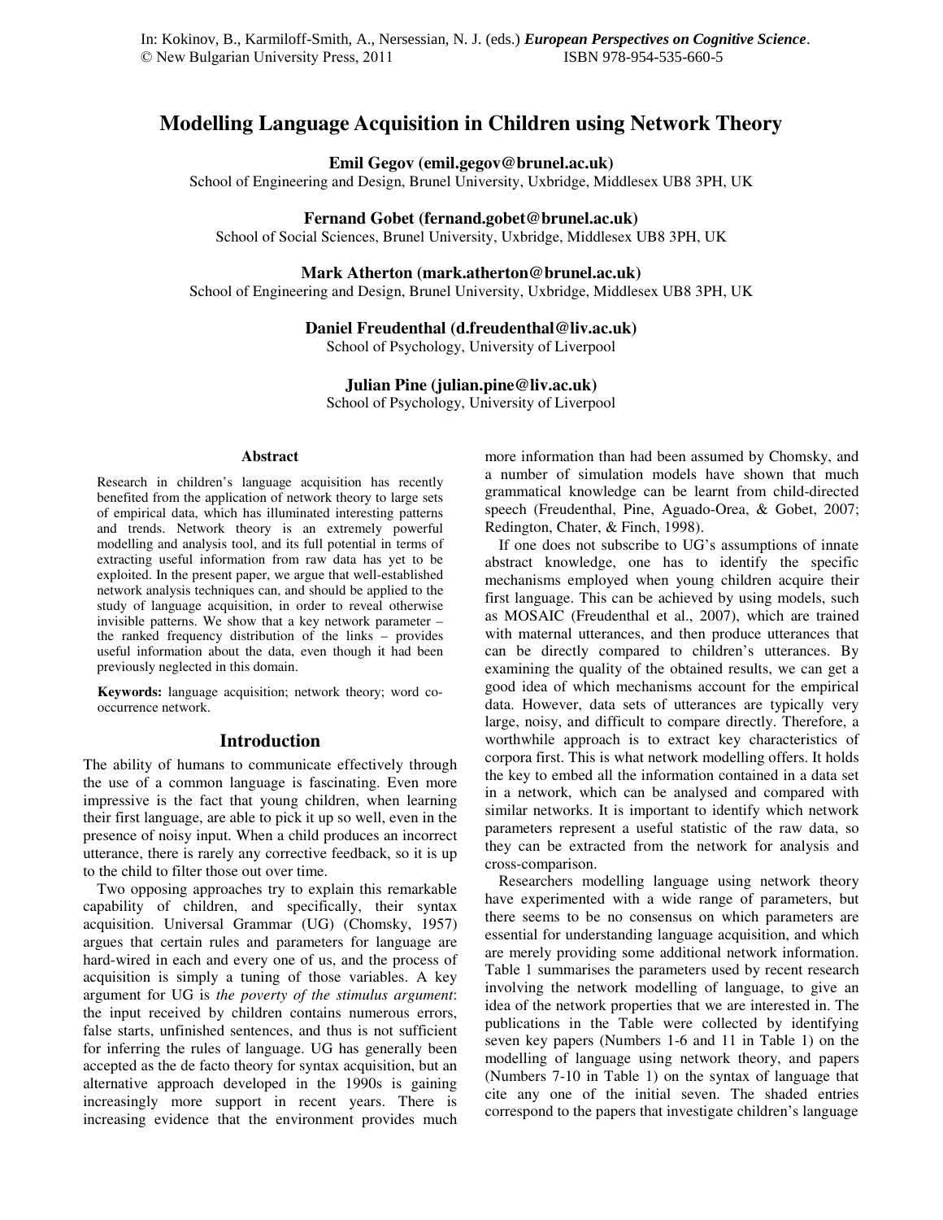In: Kokinov, B., Karmiloff-Smith, A., Nersessian, N. J. (eds.) ***European Perspectives on Cognitive Science***.
© New Bulgarian University Press, 2011 ISBN 978-954-535-660-5

# Modelling Language Acquisition in Children using Network Theory

**Emil Gegov (emil.gegov@brunel.ac.uk)**
School of Engineering and Design, Brunel University, Uxbridge, Middlesex UB8 3PH, UK

**Fernand Gobet (fernand.gobet@brunel.ac.uk)**
School of Social Sciences, Brunel University, Uxbridge, Middlesex UB8 3PH, UK

**Mark Atherton (mark.atherton@brunel.ac.uk)**
School of Engineering and Design, Brunel University, Uxbridge, Middlesex UB8 3PH, UK

**Daniel Freudenthal (d.freudenthal@liv.ac.uk)**
School of Psychology, University of Liverpool

**Julian Pine (julian.pine@liv.ac.uk)**
School of Psychology, University of Liverpool

## Abstract

Research in children's language acquisition has recently benefited from the application of network theory to large sets of empirical data, which has illuminated interesting patterns and trends. Network theory is an extremely powerful modelling and analysis tool, and its full potential in terms of extracting useful information from raw data has yet to be exploited. In the present paper, we argue that well-established network analysis techniques can, and should be applied to the study of language acquisition, in order to reveal otherwise invisible patterns. We show that a key network parameter – the ranked frequency distribution of the links – provides useful information about the data, even though it had been previously neglected in this domain.

**Keywords:** language acquisition; network theory; word co-occurrence network.

## Introduction

The ability of humans to communicate effectively through the use of a common language is fascinating. Even more impressive is the fact that young children, when learning their first language, are able to pick it up so well, even in the presence of noisy input. When a child produces an incorrect utterance, there is rarely any corrective feedback, so it is up to the child to filter those out over time.

Two opposing approaches try to explain this remarkable capability of children, and specifically, their syntax acquisition. Universal Grammar (UG) (Chomsky, 1957) argues that certain rules and parameters for language are hard-wired in each and every one of us, and the process of acquisition is simply a tuning of those variables. A key argument for UG is *the poverty of the stimulus argument*: the input received by children contains numerous errors, false starts, unfinished sentences, and thus is not sufficient for inferring the rules of language. UG has generally been accepted as the de facto theory for syntax acquisition, but an alternative approach developed in the 1990s is gaining increasingly more support in recent years. There is increasing evidence that the environment provides much more information than had been assumed by Chomsky, and a number of simulation models have shown that much grammatical knowledge can be learnt from child-directed speech (Freudenthal, Pine, Aguado-Orea, & Gobet, 2007; Redington, Chater, & Finch, 1998).

If one does not subscribe to UG's assumptions of innate abstract knowledge, one has to identify the specific mechanisms employed when young children acquire their first language. This can be achieved by using models, such as MOSAIC (Freudenthal et al., 2007), which are trained with maternal utterances, and then produce utterances that can be directly compared to children's utterances. By examining the quality of the obtained results, we can get a good idea of which mechanisms account for the empirical data. However, data sets of utterances are typically very large, noisy, and difficult to compare directly. Therefore, a worthwhile approach is to extract key characteristics of corpora first. This is what network modelling offers. It holds the key to embed all the information contained in a data set in a network, which can be analysed and compared with similar networks. It is important to identify which network parameters represent a useful statistic of the raw data, so they can be extracted from the network for analysis and cross-comparison.

Researchers modelling language using network theory have experimented with a wide range of parameters, but there seems to be no consensus on which parameters are essential for understanding language acquisition, and which are merely providing some additional network information. Table 1 summarises the parameters used by recent research involving the network modelling of language, to give an idea of the network properties that we are interested in. The publications in the Table were collected by identifying seven key papers (Numbers 1-6 and 11 in Table 1) on the modelling of language using network theory, and papers (Numbers 7-10 in Table 1) on the syntax of language that cite any one of the initial seven. The shaded entries correspond to the papers that investigate children's language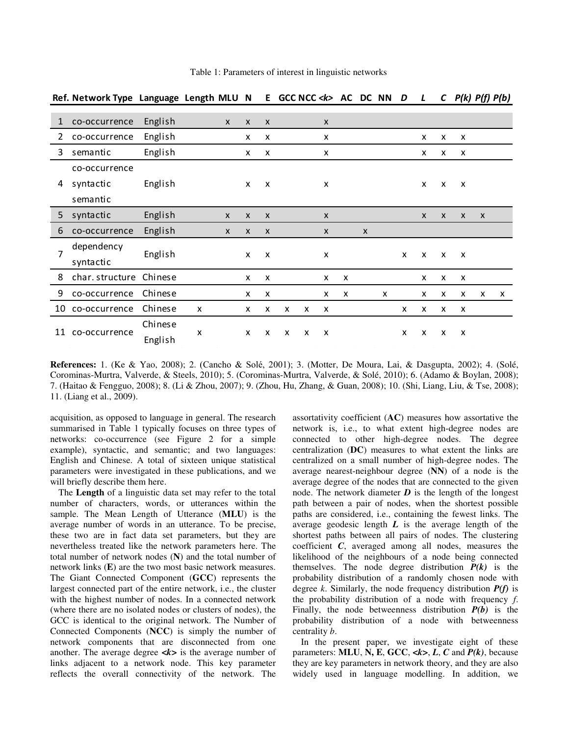Table 1: Parameters of interest in linguistic networks

| Ref. | Network Type | Language | Length | MLU | N | E | GCC | NCC | *<k>* | AC | DC | NN | *D* | *L* | *C* | *P(k)* | *P(f)* | *P(b)* |
|---|---|---|---|---|---|---|---|---|---|---|---|---|---|---|---|---|---|---|
| 1 | co-occurrence | English | | x | x | x | | | x | | | | | | | | | |
| 2 | co-occurrence | English | | | x | x | | | x | | | | | x | x | x | | |
| 3 | semantic | English | | | x | x | | | x | | | | | x | x | x | | |
| 4 | co-occurrence syntactic semantic | English | | | x | x | | | x | | | | | x | x | x | | |
| 5 | syntactic | English | | x | x | x | | | x | | | | | x | x | x | x | |
| 6 | co-occurrence | English | | x | x | x | | | x | | x | | | | | | | |
| 7 | dependency syntactic | English | | | x | x | | | x | | | | x | x | x | x | | |
| 8 | char. structure | Chinese | | | x | x | | | x | x | | | | x | x | x | | |
| 9 | co-occurrence | Chinese | | | x | x | | | x | x | | x | | x | x | x | x | x |
| 10 | co-occurrence | Chinese | x | | x | x | x | x | x | | | | x | x | x | x | | |
| 11 | co-occurrence | Chinese English | x | | x | x | x | x | x | | | | x | x | x | x | | |

**References:** 1. (Ke & Yao, 2008); 2. (Cancho & Solé, 2001); 3. (Motter, De Moura, Lai, & Dasgupta, 2002); 4. (Solé, Corominas-Murtra, Valverde, & Steels, 2010); 5. (Corominas-Murtra, Valverde, & Solé, 2010); 6. (Adamo & Boylan, 2008); 7. (Haitao & Fengguo, 2008); 8. (Li & Zhou, 2007); 9. (Zhou, Hu, Zhang, & Guan, 2008); 10. (Shi, Liang, Liu, & Tse, 2008); 11. (Liang et al., 2009).

acquisition, as opposed to language in general. The research summarised in Table 1 typically focuses on three types of networks: co-occurrence (see Figure 2 for a simple example), syntactic, and semantic; and two languages: English and Chinese. A total of sixteen unique statistical parameters were investigated in these publications, and we will briefly describe them here.

The **Length** of a linguistic data set may refer to the total number of characters, words, or utterances within the sample. The Mean Length of Utterance (**MLU**) is the average number of words in an utterance. To be precise, these two are in fact data set parameters, but they are nevertheless treated like the network parameters here. The total number of network nodes (**N**) and the total number of network links (**E**) are the two most basic network measures. The Giant Connected Component (**GCC**) represents the largest connected part of the entire network, i.e., the cluster with the highest number of nodes. In a connected network (where there are no isolated nodes or clusters of nodes), the GCC is identical to the original network. The Number of Connected Components (**NCC**) is simply the number of network components that are disconnected from one another. The average degree ***<k>*** is the average number of links adjacent to a network node. This key parameter reflects the overall connectivity of the network. The assortativity coefficient (**AC**) measures how assortative the network is, i.e., to what extent high-degree nodes are connected to other high-degree nodes. The degree centralization (**DC**) measures to what extent the links are centralized on a small number of high-degree nodes. The average nearest-neighbour degree (**NN**) of a node is the average degree of the nodes that are connected to the given node. The network diameter ***D*** is the length of the longest path between a pair of nodes, when the shortest possible paths are considered, i.e., containing the fewest links. The average geodesic length ***L*** is the average length of the shortest paths between all pairs of nodes. The clustering coefficient ***C***, averaged among all nodes, measures the likelihood of the neighbours of a node being connected themselves. The node degree distribution ***P(k)*** is the probability distribution of a randomly chosen node with degree $k$. Similarly, the node frequency distribution ***P(f)*** is the probability distribution of a node with frequency $f$. Finally, the node betweenness distribution ***P(b)*** is the probability distribution of a node with betweenness centrality $b$.

In the present paper, we investigate eight of these parameters: **MLU**, **N, E**, **GCC**, ***<k>***, ***L***, ***C*** and ***P(k)***, because they are key parameters in network theory, and they are also widely used in language modelling. In addition, we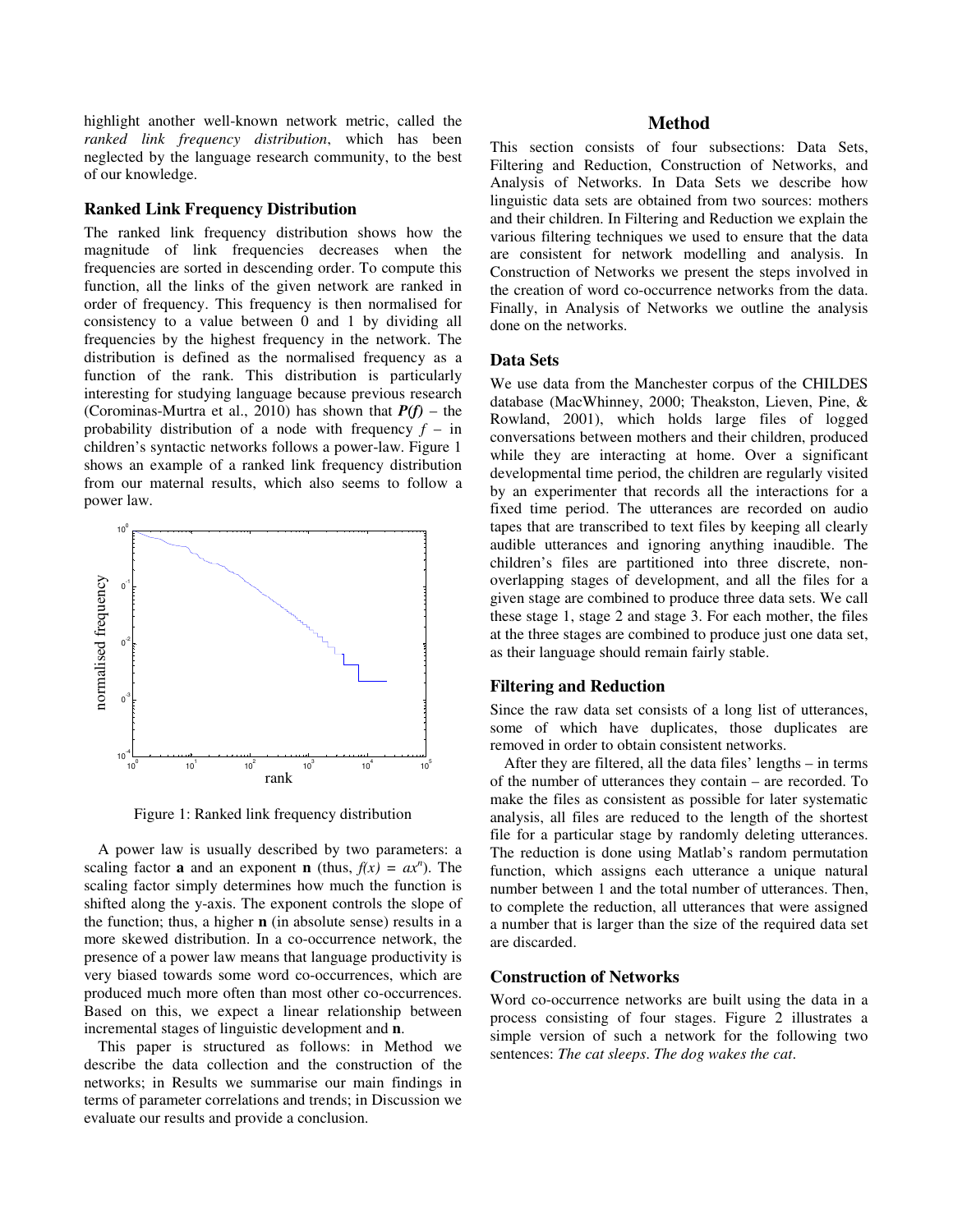highlight another well-known network metric, called the *ranked link frequency distribution*, which has been neglected by the language research community, to the best of our knowledge.

### Ranked Link Frequency Distribution

The ranked link frequency distribution shows how the magnitude of link frequencies decreases when the frequencies are sorted in descending order. To compute this function, all the links of the given network are ranked in order of frequency. This frequency is then normalised for consistency to a value between 0 and 1 by dividing all frequencies by the highest frequency in the network. The distribution is defined as the normalised frequency as a function of the rank. This distribution is particularly interesting for studying language because previous research (Corominas-Murtra et al., 2010) has shown that $P(f)$ – the probability distribution of a node with frequency $f$ – in children's syntactic networks follows a power-law. Figure 1 shows an example of a ranked link frequency distribution from our maternal results, which also seems to follow a power law.

Figure 1: Ranked link frequency distribution

A power law is usually described by two parameters: a scaling factor **a** and an exponent **n** (thus, $f(x) = ax^n$). The scaling factor simply determines how much the function is shifted along the y-axis. The exponent controls the slope of the function; thus, a higher **n** (in absolute sense) results in a more skewed distribution. In a co-occurrence network, the presence of a power law means that language productivity is very biased towards some word co-occurrences, which are produced much more often than most other co-occurrences. Based on this, we expect a linear relationship between incremental stages of linguistic development and **n**.

This paper is structured as follows: in Method we describe the data collection and the construction of the networks; in Results we summarise our main findings in terms of parameter correlations and trends; in Discussion we evaluate our results and provide a conclusion.

## Method

This section consists of four subsections: Data Sets, Filtering and Reduction, Construction of Networks, and Analysis of Networks. In Data Sets we describe how linguistic data sets are obtained from two sources: mothers and their children. In Filtering and Reduction we explain the various filtering techniques we used to ensure that the data are consistent for network modelling and analysis. In Construction of Networks we present the steps involved in the creation of word co-occurrence networks from the data. Finally, in Analysis of Networks we outline the analysis done on the networks.

### Data Sets

We use data from the Manchester corpus of the CHILDES database (MacWhinney, 2000; Theakston, Lieven, Pine, & Rowland, 2001), which holds large files of logged conversations between mothers and their children, produced while they are interacting at home. Over a significant developmental time period, the children are regularly visited by an experimenter that records all the interactions for a fixed time period. The utterances are recorded on audio tapes that are transcribed to text files by keeping all clearly audible utterances and ignoring anything inaudible. The children's files are partitioned into three discrete, non-overlapping stages of development, and all the files for a given stage are combined to produce three data sets. We call these stage 1, stage 2 and stage 3. For each mother, the files at the three stages are combined to produce just one data set, as their language should remain fairly stable.

### Filtering and Reduction

Since the raw data set consists of a long list of utterances, some of which have duplicates, those duplicates are removed in order to obtain consistent networks.

After they are filtered, all the data files' lengths – in terms of the number of utterances they contain – are recorded. To make the files as consistent as possible for later systematic analysis, all files are reduced to the length of the shortest file for a particular stage by randomly deleting utterances. The reduction is done using Matlab's random permutation function, which assigns each utterance a unique natural number between 1 and the total number of utterances. Then, to complete the reduction, all utterances that were assigned a number that is larger than the size of the required data set are discarded.

### Construction of Networks

Word co-occurrence networks are built using the data in a process consisting of four stages. Figure 2 illustrates a simple version of such a network for the following two sentences: *The cat sleeps. The dog wakes the cat.*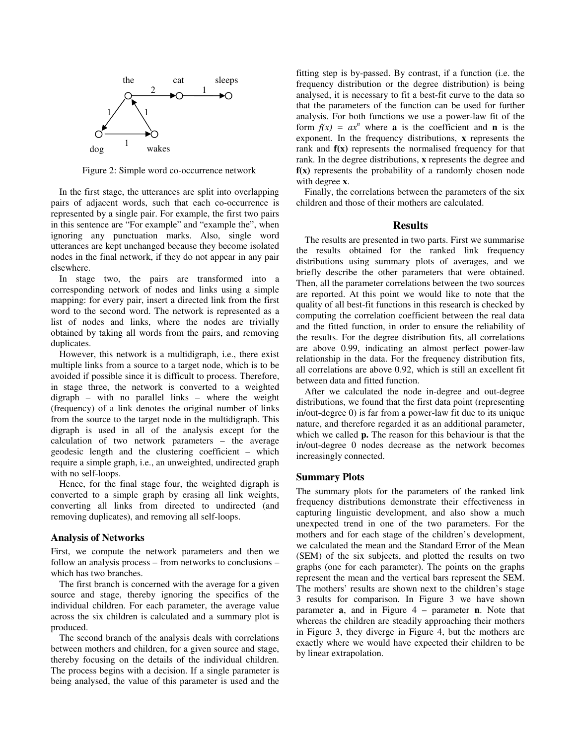Figure 2: Simple word co-occurrence network

In the first stage, the utterances are split into overlapping pairs of adjacent words, such that each co-occurrence is represented by a single pair. For example, the first two pairs in this sentence are "For example" and "example the", when ignoring any punctuation marks. Also, single word utterances are kept unchanged because they become isolated nodes in the final network, if they do not appear in any pair elsewhere.

In stage two, the pairs are transformed into a corresponding network of nodes and links using a simple mapping: for every pair, insert a directed link from the first word to the second word. The network is represented as a list of nodes and links, where the nodes are trivially obtained by taking all words from the pairs, and removing duplicates.

However, this network is a multidigraph, i.e., there exist multiple links from a source to a target node, which is to be avoided if possible since it is difficult to process. Therefore, in stage three, the network is converted to a weighted digraph – with no parallel links – where the weight (frequency) of a link denotes the original number of links from the source to the target node in the multidigraph. This digraph is used in all of the analysis except for the calculation of two network parameters – the average geodesic length and the clustering coefficient – which require a simple graph, i.e., an unweighted, undirected graph with no self-loops.

Hence, for the final stage four, the weighted digraph is converted to a simple graph by erasing all link weights, converting all links from directed to undirected (and removing duplicates), and removing all self-loops.

### Analysis of Networks

First, we compute the network parameters and then we follow an analysis process – from networks to conclusions – which has two branches.

The first branch is concerned with the average for a given source and stage, thereby ignoring the specifics of the individual children. For each parameter, the average value across the six children is calculated and a summary plot is produced.

The second branch of the analysis deals with correlations between mothers and children, for a given source and stage, thereby focusing on the details of the individual children. The process begins with a decision. If a single parameter is being analysed, the value of this parameter is used and the fitting step is by-passed. By contrast, if a function (i.e. the frequency distribution or the degree distribution) is being analysed, it is necessary to fit a best-fit curve to the data so that the parameters of the function can be used for further analysis. For both functions we use a power-law fit of the form $f(x) = ax^n$ where **a** is the coefficient and **n** is the exponent. In the frequency distributions, **x** represents the rank and **f(x)** represents the normalised frequency for that rank. In the degree distributions, **x** represents the degree and **f(x)** represents the probability of a randomly chosen node with degree **x**.

Finally, the correlations between the parameters of the six children and those of their mothers are calculated.

## Results

The results are presented in two parts. First we summarise the results obtained for the ranked link frequency distributions using summary plots of averages, and we briefly describe the other parameters that were obtained. Then, all the parameter correlations between the two sources are reported. At this point we would like to note that the quality of all best-fit functions in this research is checked by computing the correlation coefficient between the real data and the fitted function, in order to ensure the reliability of the results. For the degree distribution fits, all correlations are above 0.99, indicating an almost perfect power-law relationship in the data. For the frequency distribution fits, all correlations are above 0.92, which is still an excellent fit between data and fitted function.

After we calculated the node in-degree and out-degree distributions, we found that the first data point (representing in/out-degree 0) is far from a power-law fit due to its unique nature, and therefore regarded it as an additional parameter, which we called **p.** The reason for this behaviour is that the in/out-degree 0 nodes decrease as the network becomes increasingly connected.

### Summary Plots

The summary plots for the parameters of the ranked link frequency distributions demonstrate their effectiveness in capturing linguistic development, and also show a much unexpected trend in one of the two parameters. For the mothers and for each stage of the children's development, we calculated the mean and the Standard Error of the Mean (SEM) of the six subjects, and plotted the results on two graphs (one for each parameter). The points on the graphs represent the mean and the vertical bars represent the SEM. The mothers' results are shown next to the children's stage 3 results for comparison. In Figure 3 we have shown parameter **a**, and in Figure 4 – parameter **n**. Note that whereas the children are steadily approaching their mothers in Figure 3, they diverge in Figure 4, but the mothers are exactly where we would have expected their children to be by linear extrapolation.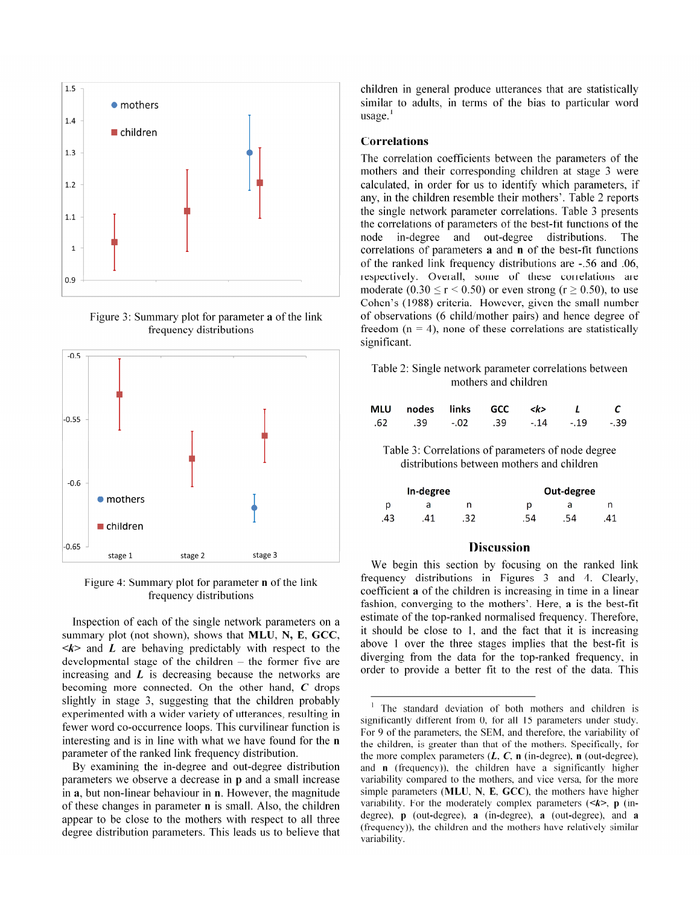Figure 3: Summary plot for parameter **a** of the link frequency distributions

Figure 4: Summary plot for parameter **n** of the link frequency distributions

Inspection of each of the single network parameters on a summary plot (not shown), shows that **MLU**, **N**, **E**, **GCC**, **<*k*>** and ***L*** are behaving predictably with respect to the developmental stage of the children – the former five are increasing and ***L*** is decreasing because the networks are becoming more connected. On the other hand, ***C*** drops slightly in stage 3, suggesting that the children probably experimented with a wider variety of utterances, resulting in fewer word co-occurrence loops. This curvilinear function is interesting and is in line with what we have found for the **n** parameter of the ranked link frequency distribution.

By examining the in-degree and out-degree distribution parameters we observe a decrease in **p** and a small increase in **a**, but non-linear behaviour in **n**. However, the magnitude of these changes in parameter **n** is small. Also, the children appear to be close to the mothers with respect to all three degree distribution parameters. This leads us to believe that children in general produce utterances that are statistically similar to adults, in terms of the bias to particular word usage.[1]

## Correlations

The correlation coefficients between the parameters of the mothers and their corresponding children at stage 3 were calculated, in order for us to identify which parameters, if any, in the children resemble their mothers'. Table 2 reports the single network parameter correlations. Table 3 presents the correlations of parameters of the best-fit functions of the node in-degree and out-degree distributions. The correlations of parameters **a** and **n** of the best-fit functions of the ranked link frequency distributions are -.56 and .06, respectively. Overall, some of these correlations are moderate ($0.30 \leq r < 0.50$) or even strong ($r \geq 0.50$), to use Cohen's (1988) criteria. However, given the small number of observations (6 child/mother pairs) and hence degree of freedom (n = 4), none of these correlations are statistically significant.

Table 2: Single network parameter correlations between mothers and children

| MLU | nodes | links | GCC | *<k>* | *L* | *C* |
|---|---|---|---|---|---|---|
| .62 | .39 | -.02 | .39 | -.14 | -.19 | -.39 |

Table 3: Correlations of parameters of node degree distributions between mothers and children

| In-degree | | | Out-degree | | |
|---|---|---|---|---|---|
| p | a | n | p | a | n |
| .43 | .41 | .32 | .54 | .54 | .41 |

## Discussion

We begin this section by focusing on the ranked link frequency distributions in Figures 3 and 4. Clearly, coefficient **a** of the children is increasing in time in a linear fashion, converging to the mothers'. Here, **a** is the best-fit estimate of the top-ranked normalised frequency. Therefore, it should be close to 1, and the fact that it is increasing above 1 over the three stages implies that the best-fit is diverging from the data for the top-ranked frequency, in order to provide a better fit to the rest of the data. This

---

[1] The standard deviation of both mothers and children is significantly different from 0, for all 15 parameters under study. For 9 of the parameters, the SEM, and therefore, the variability of the children, is greater than that of the mothers. Specifically, for the more complex parameters (***L***, ***C***, **n** (in-degree), **n** (out-degree), and **n** (frequency)), the children have a significantly higher variability compared to the mothers, and vice versa, for the more simple parameters (**MLU**, **N**, **E**, **GCC**), the mothers have higher variability. For the moderately complex parameters (**<*k*>**, **p** (in-degree), **p** (out-degree), **a** (in-degree), **a** (out-degree), and **a** (frequency)), the children and the mothers have relatively similar variability.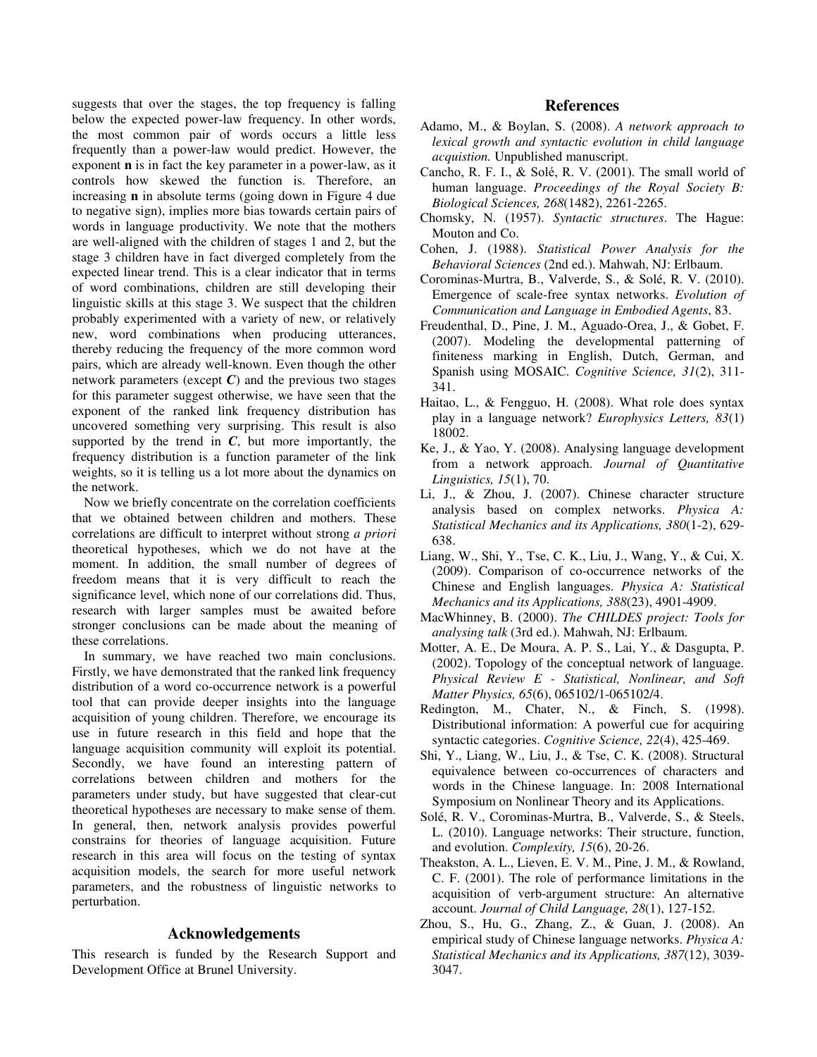suggests that over the stages, the top frequency is falling below the expected power-law frequency. In other words, the most common pair of words occurs a little less frequently than a power-law would predict. However, the exponent **n** is in fact the key parameter in a power-law, as it controls how skewed the function is. Therefore, an increasing **n** in absolute terms (going down in Figure 4 due to negative sign), implies more bias towards certain pairs of words in language productivity. We note that the mothers are well-aligned with the children of stages 1 and 2, but the stage 3 children have in fact diverged completely from the expected linear trend. This is a clear indicator that in terms of word combinations, children are still developing their linguistic skills at this stage 3. We suspect that the children probably experimented with a variety of new, or relatively new, word combinations when producing utterances, thereby reducing the frequency of the more common word pairs, which are already well-known. Even though the other network parameters (except ***C***) and the previous two stages for this parameter suggest otherwise, we have seen that the exponent of the ranked link frequency distribution has uncovered something very surprising. This result is also supported by the trend in ***C***, but more importantly, the frequency distribution is a function parameter of the link weights, so it is telling us a lot more about the dynamics on the network.

Now we briefly concentrate on the correlation coefficients that we obtained between children and mothers. These correlations are difficult to interpret without strong *a priori* theoretical hypotheses, which we do not have at the moment. In addition, the small number of degrees of freedom means that it is very difficult to reach the significance level, which none of our correlations did. Thus, research with larger samples must be awaited before stronger conclusions can be made about the meaning of these correlations.

In summary, we have reached two main conclusions. Firstly, we have demonstrated that the ranked link frequency distribution of a word co-occurrence network is a powerful tool that can provide deeper insights into the language acquisition of young children. Therefore, we encourage its use in future research in this field and hope that the language acquisition community will exploit its potential. Secondly, we have found an interesting pattern of correlations between children and mothers for the parameters under study, but have suggested that clear-cut theoretical hypotheses are necessary to make sense of them. In general, then, network analysis provides powerful constrains for theories of language acquisition. Future research in this area will focus on the testing of syntax acquisition models, the search for more useful network parameters, and the robustness of linguistic networks to perturbation.

## Acknowledgements

This research is funded by the Research Support and Development Office at Brunel University.

## References

Adamo, M., & Boylan, S. (2008). *A network approach to lexical growth and syntactic evolution in child language acquistion.* Unpublished manuscript.

Cancho, R. F. I., & Solé, R. V. (2001). The small world of human language. *Proceedings of the Royal Society B: Biological Sciences, 268*(1482), 2261-2265.

Chomsky, N. (1957). *Syntactic structures*. The Hague: Mouton and Co.

Cohen, J. (1988). *Statistical Power Analysis for the Behavioral Sciences* (2nd ed.). Mahwah, NJ: Erlbaum.

Corominas-Murtra, B., Valverde, S., & Solé, R. V. (2010). Emergence of scale-free syntax networks. *Evolution of Communication and Language in Embodied Agents*, 83.

Freudenthal, D., Pine, J. M., Aguado-Orea, J., & Gobet, F. (2007). Modeling the developmental patterning of finiteness marking in English, Dutch, German, and Spanish using MOSAIC. *Cognitive Science, 31*(2), 311-341.

Haitao, L., & Fengguo, H. (2008). What role does syntax play in a language network? *Europhysics Letters, 83*(1) 18002.

Ke, J., & Yao, Y. (2008). Analysing language development from a network approach. *Journal of Quantitative Linguistics, 15*(1), 70.

Li, J., & Zhou, J. (2007). Chinese character structure analysis based on complex networks. *Physica A: Statistical Mechanics and its Applications, 380*(1-2), 629-638.

Liang, W., Shi, Y., Tse, C. K., Liu, J., Wang, Y., & Cui, X. (2009). Comparison of co-occurrence networks of the Chinese and English languages. *Physica A: Statistical Mechanics and its Applications, 388*(23), 4901-4909.

MacWhinney, B. (2000). *The CHILDES project: Tools for analysing talk* (3rd ed.). Mahwah, NJ: Erlbaum.

Motter, A. E., De Moura, A. P. S., Lai, Y., & Dasgupta, P. (2002). Topology of the conceptual network of language. *Physical Review E - Statistical, Nonlinear, and Soft Matter Physics, 65*(6), 065102/1-065102/4.

Redington, M., Chater, N., & Finch, S. (1998). Distributional information: A powerful cue for acquiring syntactic categories. *Cognitive Science, 22*(4), 425-469.

Shi, Y., Liang, W., Liu, J., & Tse, C. K. (2008). Structural equivalence between co-occurrences of characters and words in the Chinese language. In: 2008 International Symposium on Nonlinear Theory and its Applications.

Solé, R. V., Corominas-Murtra, B., Valverde, S., & Steels, L. (2010). Language networks: Their structure, function, and evolution. *Complexity, 15*(6), 20-26.

Theakston, A. L., Lieven, E. V. M., Pine, J. M., & Rowland, C. F. (2001). The role of performance limitations in the acquisition of verb-argument structure: An alternative account. *Journal of Child Language, 28*(1), 127-152.

Zhou, S., Hu, G., Zhang, Z., & Guan, J. (2008). An empirical study of Chinese language networks. *Physica A: Statistical Mechanics and its Applications, 387*(12), 3039-3047.